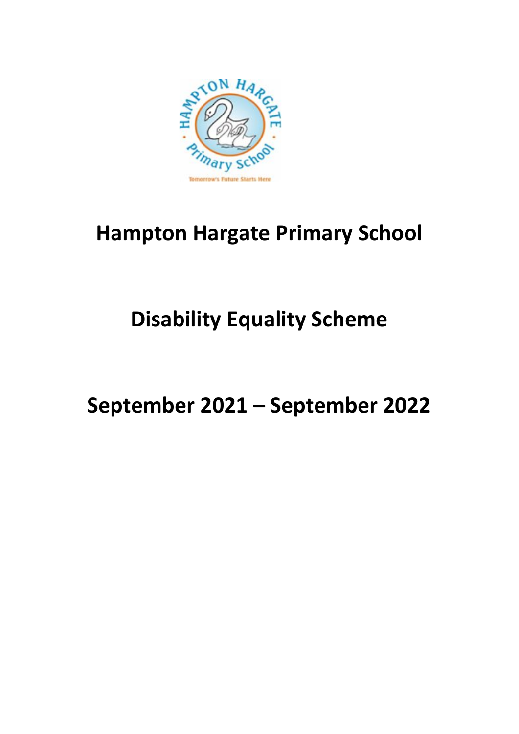# Hampton Hargate Primary School

# Disability Equality Scheme

# September 2021 – September 2022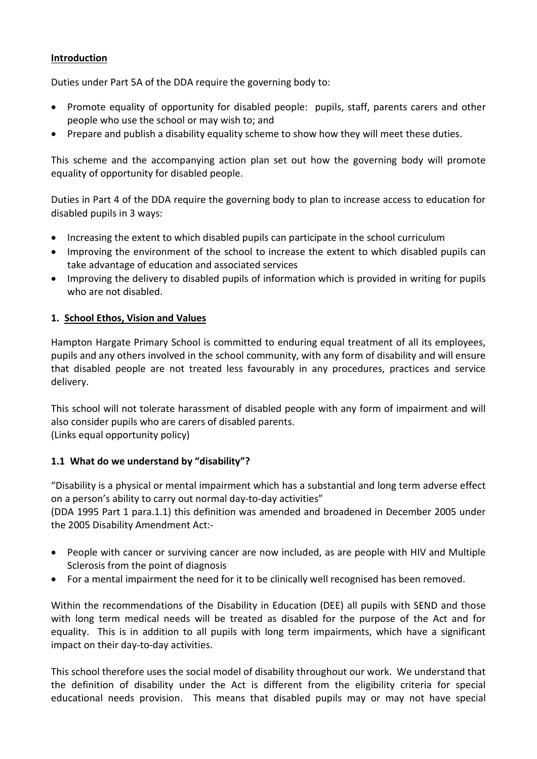**Introduction**

Duties under Part 5A of the DDA require the governing body to:

- Promote equality of opportunity for disabled people: pupils, staff, parents carers and other people who use the school or may wish to; and
- Prepare and publish a disability equality scheme to show how they will meet these duties.

This scheme and the accompanying action plan set out how the governing body will promote equality of opportunity for disabled people.

Duties in Part 4 of the DDA require the governing body to plan to increase access to education for disabled pupils in 3 ways:

- Increasing the extent to which disabled pupils can participate in the school curriculum
- Improving the environment of the school to increase the extent to which disabled pupils can take advantage of education and associated services
- Improving the delivery to disabled pupils of information which is provided in writing for pupils who are not disabled.

## 1. School Ethos, Vision and Values

Hampton Hargate Primary School is committed to enduring equal treatment of all its employees, pupils and any others involved in the school community, with any form of disability and will ensure that disabled people are not treated less favourably in any procedures, practices and service delivery.

This school will not tolerate harassment of disabled people with any form of impairment and will also consider pupils who are carers of disabled parents.
(Links equal opportunity policy)

### 1.1 What do we understand by "disability"?

"Disability is a physical or mental impairment which has a substantial and long term adverse effect on a person's ability to carry out normal day-to-day activities"
(DDA 1995 Part 1 para.1.1) this definition was amended and broadened in December 2005 under the 2005 Disability Amendment Act:-

- People with cancer or surviving cancer are now included, as are people with HIV and Multiple Sclerosis from the point of diagnosis
- For a mental impairment the need for it to be clinically well recognised has been removed.

Within the recommendations of the Disability in Education (DEE) all pupils with SEND and those with long term medical needs will be treated as disabled for the purpose of the Act and for equality. This is in addition to all pupils with long term impairments, which have a significant impact on their day-to-day activities.

This school therefore uses the social model of disability throughout our work. We understand that the definition of disability under the Act is different from the eligibility criteria for special educational needs provision. This means that disabled pupils may or may not have special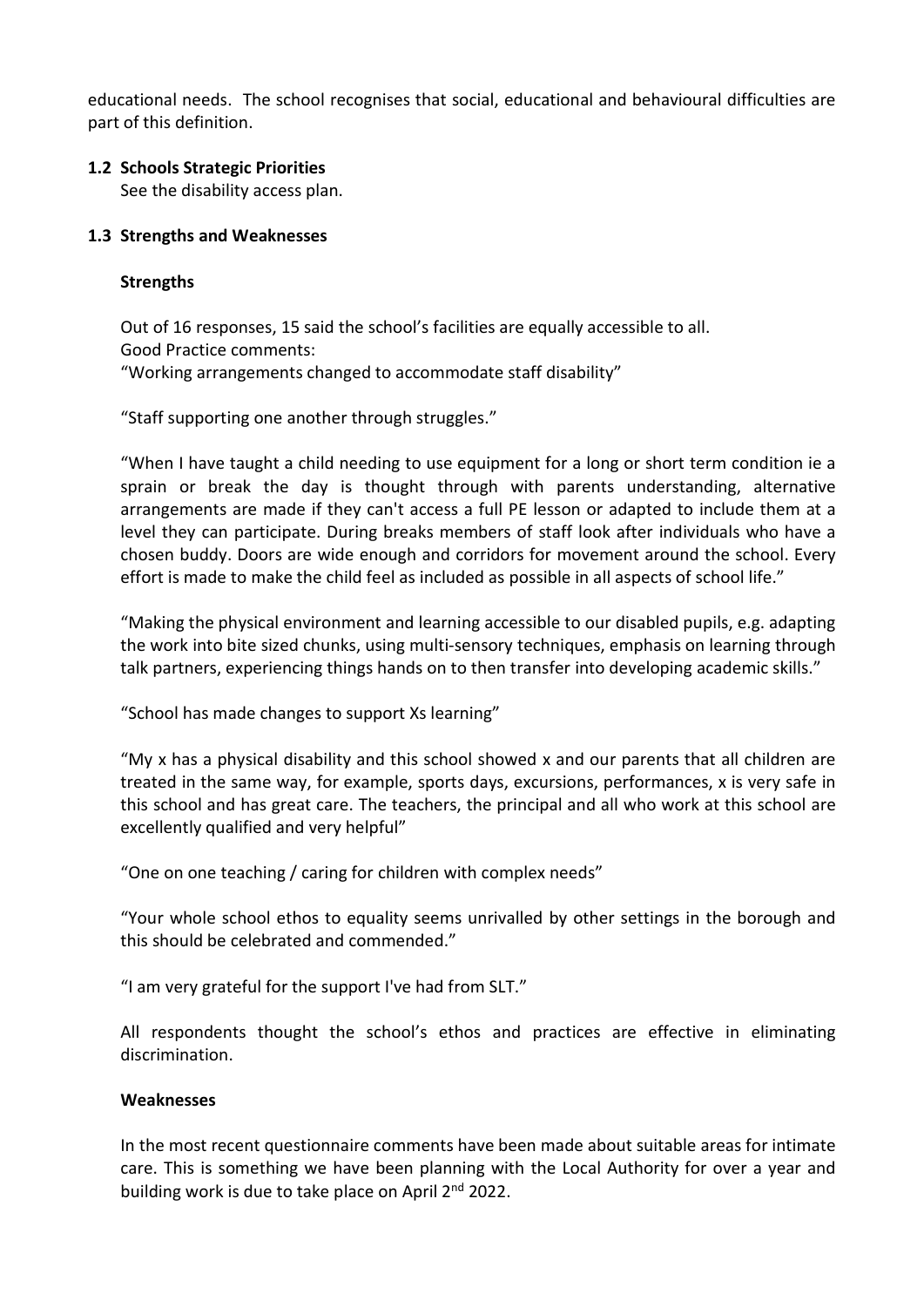educational needs. The school recognises that social, educational and behavioural difficulties are part of this definition.

### 1.2 Schools Strategic Priorities

See the disability access plan.

### 1.3 Strengths and Weaknesses

**Strengths**

Out of 16 responses, 15 said the school's facilities are equally accessible to all.
Good Practice comments:
"Working arrangements changed to accommodate staff disability"

"Staff supporting one another through struggles."

"When I have taught a child needing to use equipment for a long or short term condition ie a sprain or break the day is thought through with parents understanding, alternative arrangements are made if they can't access a full PE lesson or adapted to include them at a level they can participate. During breaks members of staff look after individuals who have a chosen buddy. Doors are wide enough and corridors for movement around the school. Every effort is made to make the child feel as included as possible in all aspects of school life."

"Making the physical environment and learning accessible to our disabled pupils, e.g. adapting the work into bite sized chunks, using multi-sensory techniques, emphasis on learning through talk partners, experiencing things hands on to then transfer into developing academic skills."

"School has made changes to support Xs learning"

"My x has a physical disability and this school showed x and our parents that all children are treated in the same way, for example, sports days, excursions, performances, x is very safe in this school and has great care. The teachers, the principal and all who work at this school are excellently qualified and very helpful"

"One on one teaching / caring for children with complex needs"

"Your whole school ethos to equality seems unrivalled by other settings in the borough and this should be celebrated and commended."

"I am very grateful for the support I've had from SLT."

All respondents thought the school's ethos and practices are effective in eliminating discrimination.

**Weaknesses**

In the most recent questionnaire comments have been made about suitable areas for intimate care. This is something we have been planning with the Local Authority for over a year and building work is due to take place on April 2nd 2022.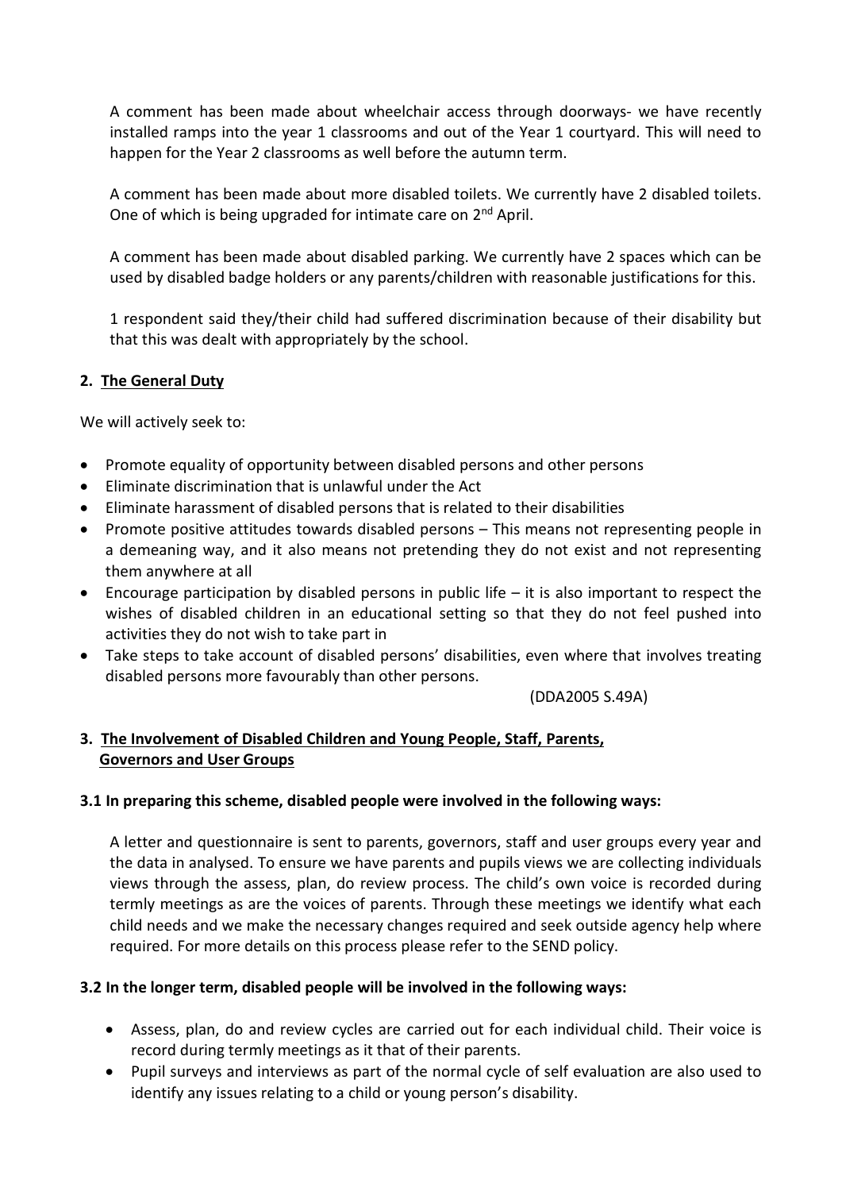A comment has been made about wheelchair access through doorways- we have recently installed ramps into the year 1 classrooms and out of the Year 1 courtyard. This will need to happen for the Year 2 classrooms as well before the autumn term.

A comment has been made about more disabled toilets. We currently have 2 disabled toilets. One of which is being upgraded for intimate care on 2nd April.

A comment has been made about disabled parking. We currently have 2 spaces which can be used by disabled badge holders or any parents/children with reasonable justifications for this.

1 respondent said they/their child had suffered discrimination because of their disability but that this was dealt with appropriately by the school.

## 2. The General Duty

We will actively seek to:

- Promote equality of opportunity between disabled persons and other persons
- Eliminate discrimination that is unlawful under the Act
- Eliminate harassment of disabled persons that is related to their disabilities
- Promote positive attitudes towards disabled persons – This means not representing people in a demeaning way, and it also means not pretending they do not exist and not representing them anywhere at all
- Encourage participation by disabled persons in public life – it is also important to respect the wishes of disabled children in an educational setting so that they do not feel pushed into activities they do not wish to take part in
- Take steps to take account of disabled persons' disabilities, even where that involves treating disabled persons more favourably than other persons.

(DDA2005 S.49A)

## 3. The Involvement of Disabled Children and Young People, Staff, Parents, Governors and User Groups

### 3.1 In preparing this scheme, disabled people were involved in the following ways:

A letter and questionnaire is sent to parents, governors, staff and user groups every year and the data in analysed. To ensure we have parents and pupils views we are collecting individuals views through the assess, plan, do review process. The child's own voice is recorded during termly meetings as are the voices of parents. Through these meetings we identify what each child needs and we make the necessary changes required and seek outside agency help where required. For more details on this process please refer to the SEND policy.

### 3.2 In the longer term, disabled people will be involved in the following ways:

- Assess, plan, do and review cycles are carried out for each individual child. Their voice is record during termly meetings as it that of their parents.
- Pupil surveys and interviews as part of the normal cycle of self evaluation are also used to identify any issues relating to a child or young person's disability.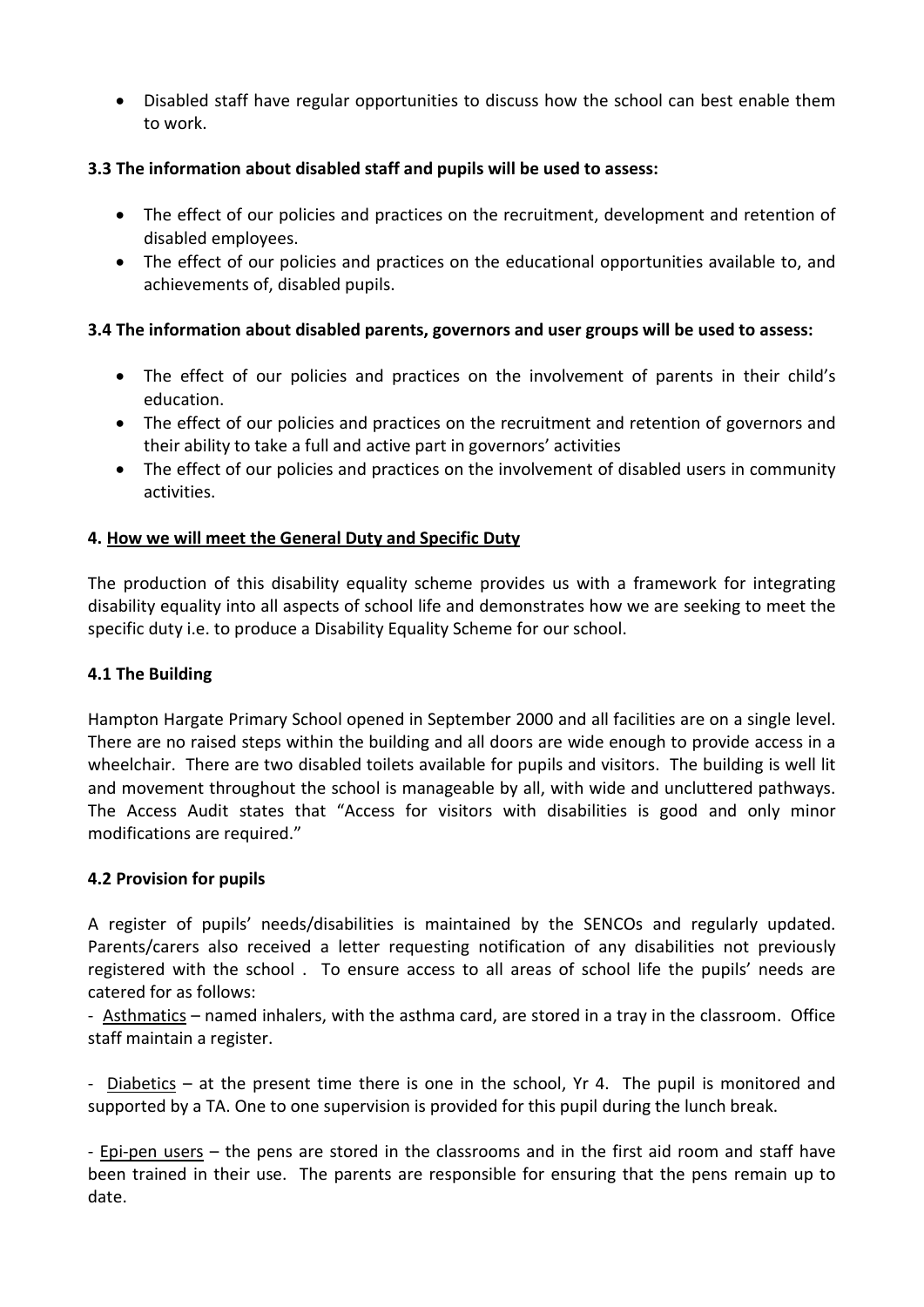- Disabled staff have regular opportunities to discuss how the school can best enable them to work.

**3.3 The information about disabled staff and pupils will be used to assess:**

- The effect of our policies and practices on the recruitment, development and retention of disabled employees.
- The effect of our policies and practices on the educational opportunities available to, and achievements of, disabled pupils.

**3.4 The information about disabled parents, governors and user groups will be used to assess:**

- The effect of our policies and practices on the involvement of parents in their child's education.
- The effect of our policies and practices on the recruitment and retention of governors and their ability to take a full and active part in governors' activities
- The effect of our policies and practices on the involvement of disabled users in community activities.

**4. <u>How we will meet the General Duty and Specific Duty</u>**

The production of this disability equality scheme provides us with a framework for integrating disability equality into all aspects of school life and demonstrates how we are seeking to meet the specific duty i.e. to produce a Disability Equality Scheme for our school.

**4.1 The Building**

Hampton Hargate Primary School opened in September 2000 and all facilities are on a single level. There are no raised steps within the building and all doors are wide enough to provide access in a wheelchair. There are two disabled toilets available for pupils and visitors. The building is well lit and movement throughout the school is manageable by all, with wide and uncluttered pathways. The Access Audit states that "Access for visitors with disabilities is good and only minor modifications are required."

**4.2 Provision for pupils**

A register of pupils' needs/disabilities is maintained by the SENCOs and regularly updated. Parents/carers also received a letter requesting notification of any disabilities not previously registered with the school . To ensure access to all areas of school life the pupils' needs are catered for as follows:

- <u>Asthmatics</u> – named inhalers, with the asthma card, are stored in a tray in the classroom. Office staff maintain a register.

- <u>Diabetics</u> – at the present time there is one in the school, Yr 4. The pupil is monitored and supported by a TA. One to one supervision is provided for this pupil during the lunch break.

- <u>Epi-pen users</u> – the pens are stored in the classrooms and in the first aid room and staff have been trained in their use. The parents are responsible for ensuring that the pens remain up to date.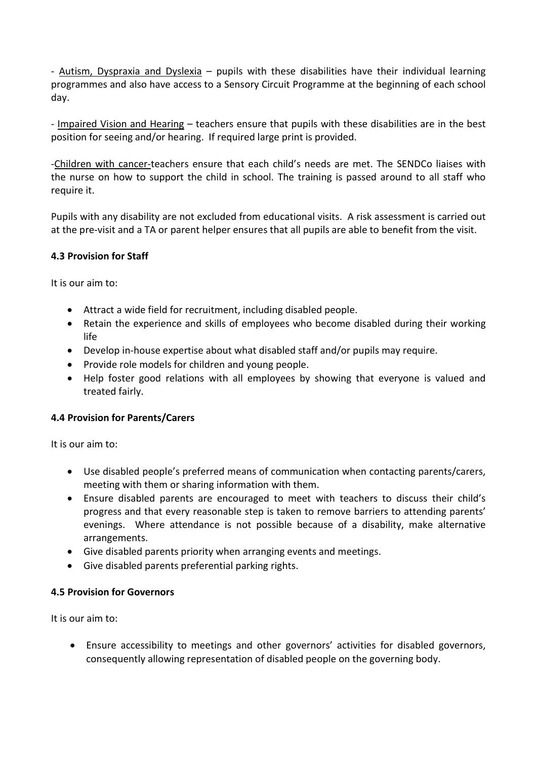- Autism, Dyspraxia and Dyslexia – pupils with these disabilities have their individual learning programmes and also have access to a Sensory Circuit Programme at the beginning of each school day.

- Impaired Vision and Hearing – teachers ensure that pupils with these disabilities are in the best position for seeing and/or hearing. If required large print is provided.

-Children with cancer-teachers ensure that each child's needs are met. The SENDCo liaises with the nurse on how to support the child in school. The training is passed around to all staff who require it.

Pupils with any disability are not excluded from educational visits. A risk assessment is carried out at the pre-visit and a TA or parent helper ensures that all pupils are able to benefit from the visit.

**4.3 Provision for Staff**

It is our aim to:

- Attract a wide field for recruitment, including disabled people.
- Retain the experience and skills of employees who become disabled during their working life
- Develop in-house expertise about what disabled staff and/or pupils may require.
- Provide role models for children and young people.
- Help foster good relations with all employees by showing that everyone is valued and treated fairly.

**4.4 Provision for Parents/Carers**

It is our aim to:

- Use disabled people's preferred means of communication when contacting parents/carers, meeting with them or sharing information with them.
- Ensure disabled parents are encouraged to meet with teachers to discuss their child's progress and that every reasonable step is taken to remove barriers to attending parents' evenings. Where attendance is not possible because of a disability, make alternative arrangements.
- Give disabled parents priority when arranging events and meetings.
- Give disabled parents preferential parking rights.

**4.5 Provision for Governors**

It is our aim to:

- Ensure accessibility to meetings and other governors' activities for disabled governors, consequently allowing representation of disabled people on the governing body.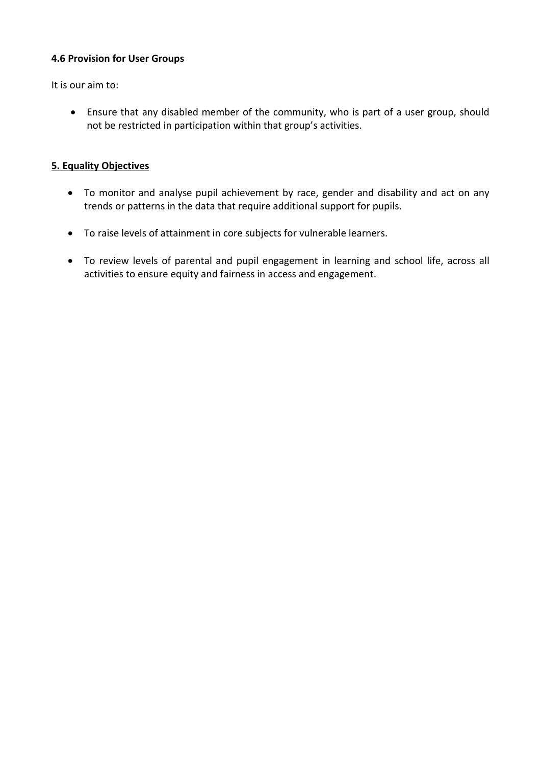### 4.6 Provision for User Groups

It is our aim to:

- Ensure that any disabled member of the community, who is part of a user group, should not be restricted in participation within that group's activities.

## 5. Equality Objectives

- To monitor and analyse pupil achievement by race, gender and disability and act on any trends or patterns in the data that require additional support for pupils.
- To raise levels of attainment in core subjects for vulnerable learners.
- To review levels of parental and pupil engagement in learning and school life, across all activities to ensure equity and fairness in access and engagement.